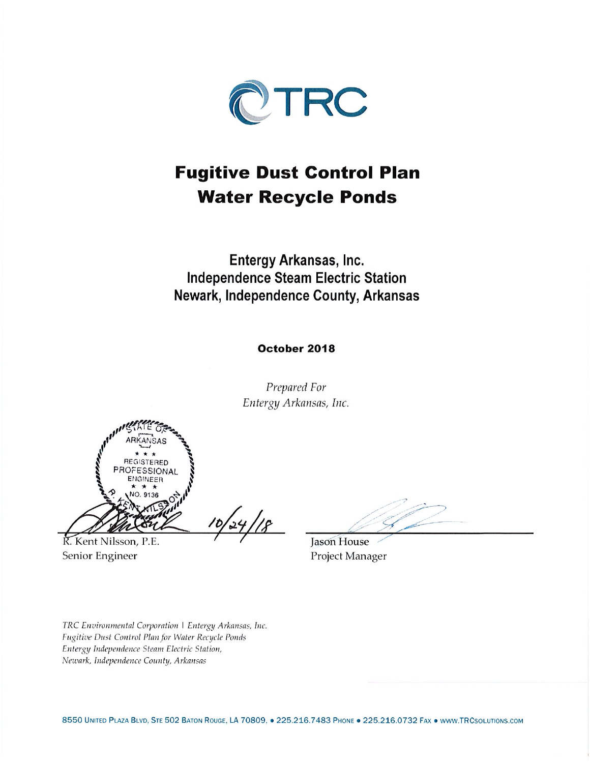TRC

# Fugitive Dust Control Plan
# Water Recycle Ponds

## Entergy Arkansas, Inc.
## Independence Steam Electric Station
## Newark, Independence County, Arkansas

**October 2018**

*Prepared For*
*Entergy Arkansas, Inc.*

STATE OF ARKANSAS
★ ★ ★
REGISTERED PROFESSIONAL ENGINEER
★ ★ ★
NO. 9136
R. KENT NILSSON

10/24/18

R. Kent Nilsson, P.E.
Senior Engineer

Jason House
Project Manager

*TRC Environmental Corporation | Entergy Arkansas, Inc.*
*Fugitive Dust Control Plan for Water Recycle Ponds*
*Entergy Independence Steam Electric Station,*
*Newark, Independence County, Arkansas*

8550 United Plaza Blvd, Ste 502 Baton Rouge, LA 70809, • 225.216.7483 Phone • 225.216.0732 Fax • www.TRCsolutions.com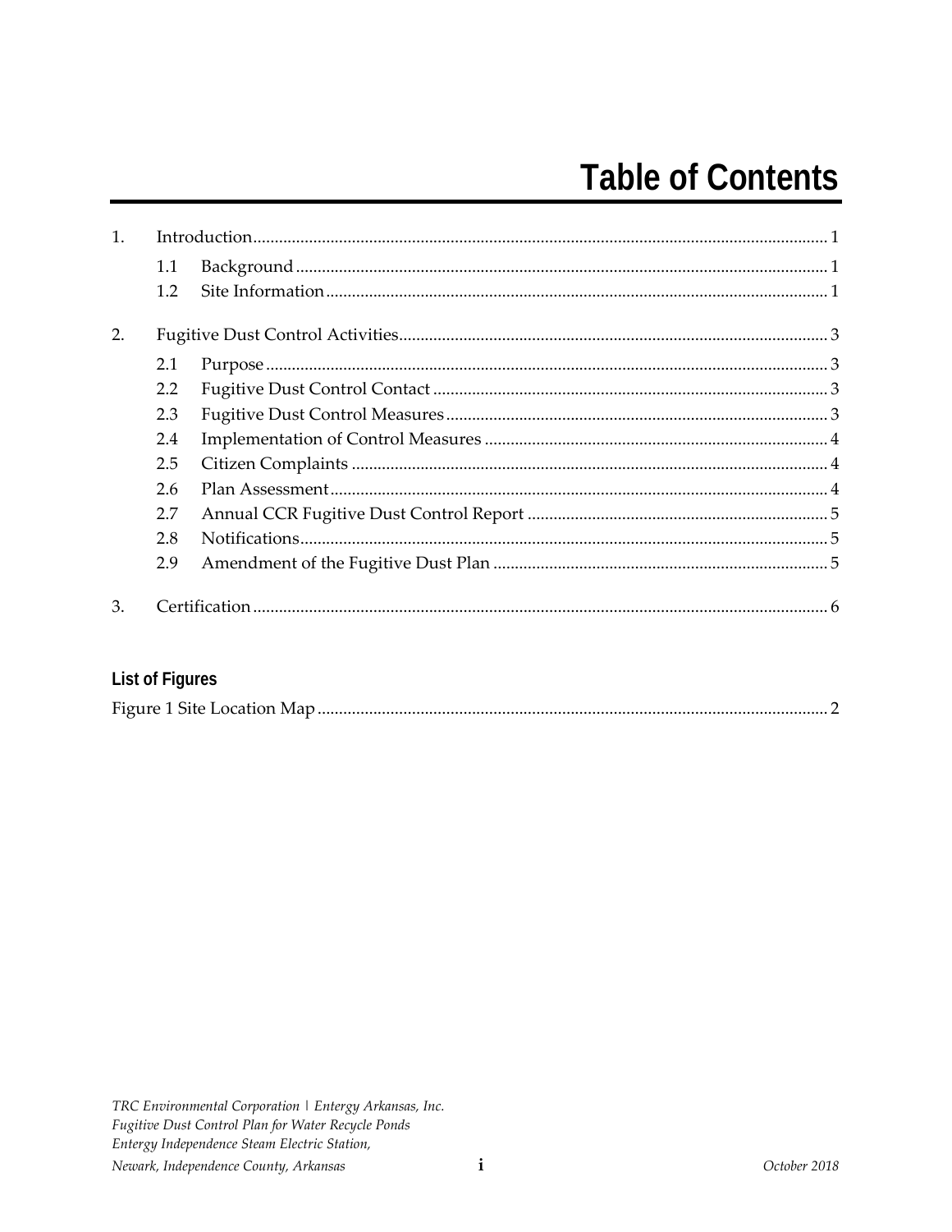# Table of Contents

1. Introduction ..... 1
   - 1.1 Background ..... 1
   - 1.2 Site Information ..... 1
2. Fugitive Dust Control Activities ..... 3
   - 2.1 Purpose ..... 3
   - 2.2 Fugitive Dust Control Contact ..... 3
   - 2.3 Fugitive Dust Control Measures ..... 3
   - 2.4 Implementation of Control Measures ..... 4
   - 2.5 Citizen Complaints ..... 4
   - 2.6 Plan Assessment ..... 4
   - 2.7 Annual CCR Fugitive Dust Control Report ..... 5
   - 2.8 Notifications ..... 5
   - 2.9 Amendment of the Fugitive Dust Plan ..... 5
3. Certification ..... 6

## List of Figures

Figure 1 Site Location Map ..... 2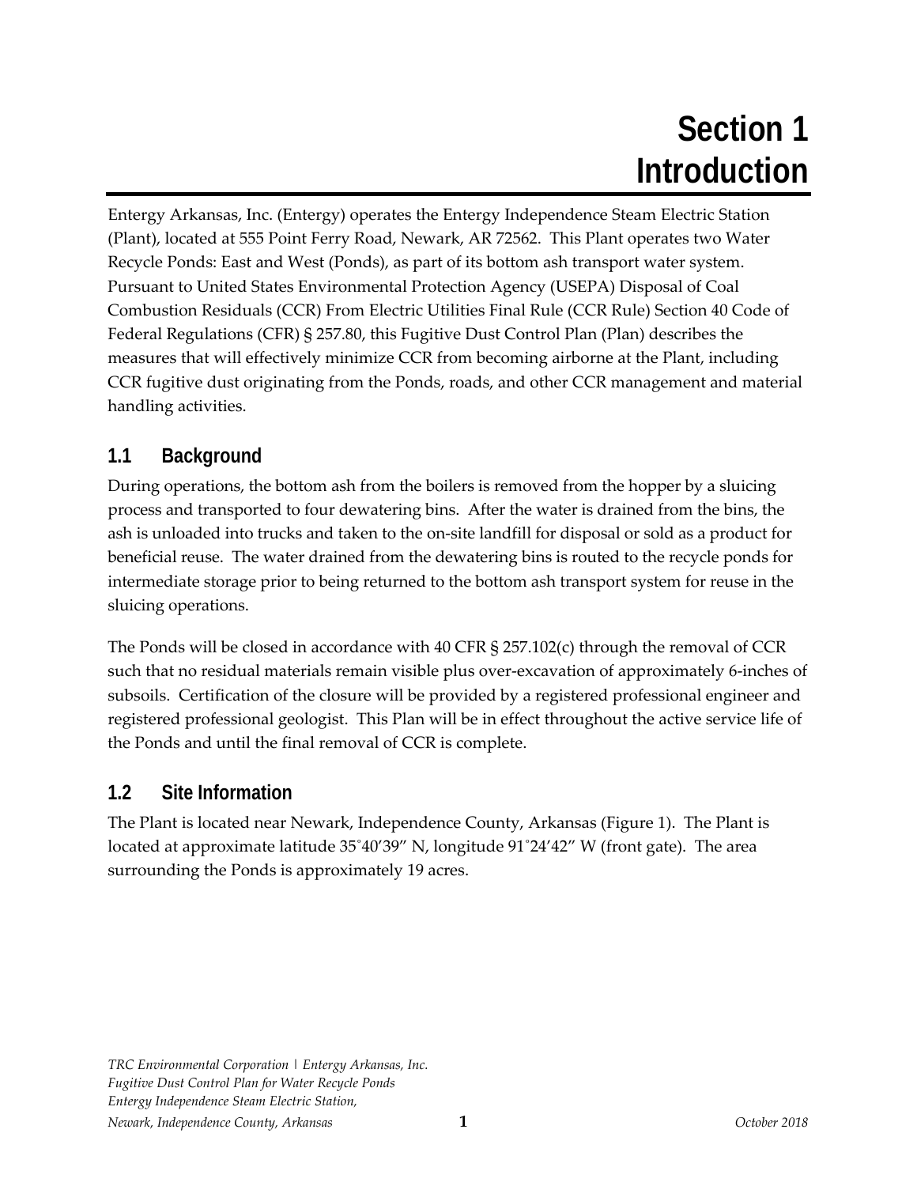# Section 1 Introduction

Entergy Arkansas, Inc. (Entergy) operates the Entergy Independence Steam Electric Station (Plant), located at 555 Point Ferry Road, Newark, AR 72562. This Plant operates two Water Recycle Ponds: East and West (Ponds), as part of its bottom ash transport water system. Pursuant to United States Environmental Protection Agency (USEPA) Disposal of Coal Combustion Residuals (CCR) From Electric Utilities Final Rule (CCR Rule) Section 40 Code of Federal Regulations (CFR) § 257.80, this Fugitive Dust Control Plan (Plan) describes the measures that will effectively minimize CCR from becoming airborne at the Plant, including CCR fugitive dust originating from the Ponds, roads, and other CCR management and material handling activities.

## 1.1 Background

During operations, the bottom ash from the boilers is removed from the hopper by a sluicing process and transported to four dewatering bins. After the water is drained from the bins, the ash is unloaded into trucks and taken to the on-site landfill for disposal or sold as a product for beneficial reuse. The water drained from the dewatering bins is routed to the recycle ponds for intermediate storage prior to being returned to the bottom ash transport system for reuse in the sluicing operations.

The Ponds will be closed in accordance with 40 CFR § 257.102(c) through the removal of CCR such that no residual materials remain visible plus over-excavation of approximately 6-inches of subsoils. Certification of the closure will be provided by a registered professional engineer and registered professional geologist. This Plan will be in effect throughout the active service life of the Ponds and until the final removal of CCR is complete.

## 1.2 Site Information

The Plant is located near Newark, Independence County, Arkansas (Figure 1). The Plant is located at approximate latitude 35˚40’39” N, longitude 91˚24’42” W (front gate). The area surrounding the Ponds is approximately 19 acres.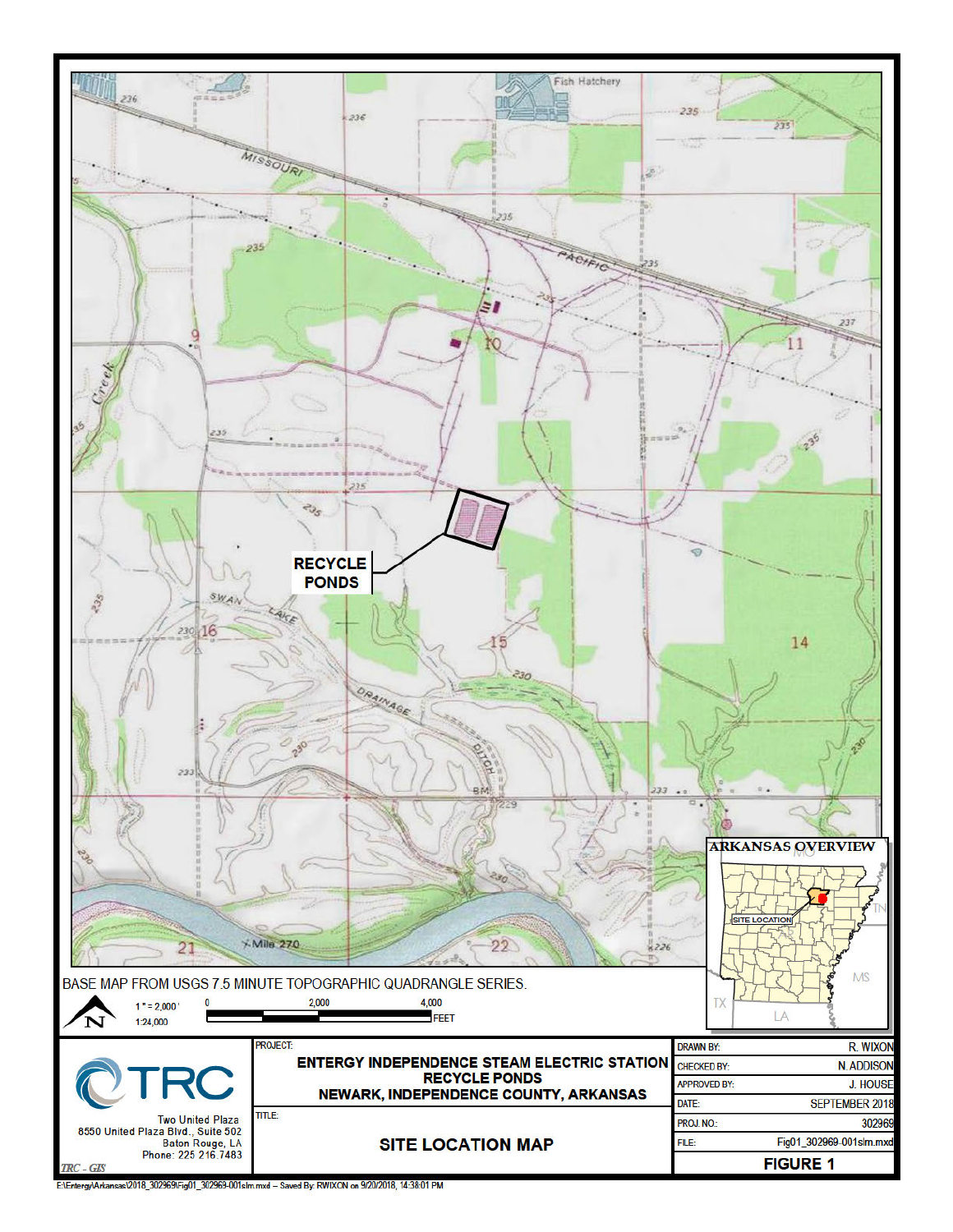RECYCLE PONDS

BASE MAP FROM USGS 7.5 MINUTE TOPOGRAPHIC QUADRANGLE SERIES.

1" = 2,000'
1:24,000

0 2,000 4,000 FEET

ARKANSAS OVERVIEW

SITE LOCATION

TRC

Two United Plaza
8550 United Plaza Blvd., Suite 502
Baton Rouge, LA
Phone: 225 216.7483

PROJECT:

**ENTERGY INDEPENDENCE STEAM ELECTRIC STATION RECYCLE PONDS**
**NEWARK, INDEPENDENCE COUNTY, ARKANSAS**

TITLE:

**SITE LOCATION MAP**

| | |
|---|---|
| DRAWN BY: | R. WIXON |
| CHECKED BY: | N. ADDISON |
| APPROVED BY: | J. HOUSE |
| DATE: | SEPTEMBER 2018 |
| PROJ. NO.: | 302969 |
| FILE: | Fig01_302969-001slm.mxd |

**FIGURE 1**

E:\Entergy\Arkansas\2018_302969\Fig01_302969-001slm.mxd -- Saved By: RWIXON on 9/20/2018, 14:38:01 PM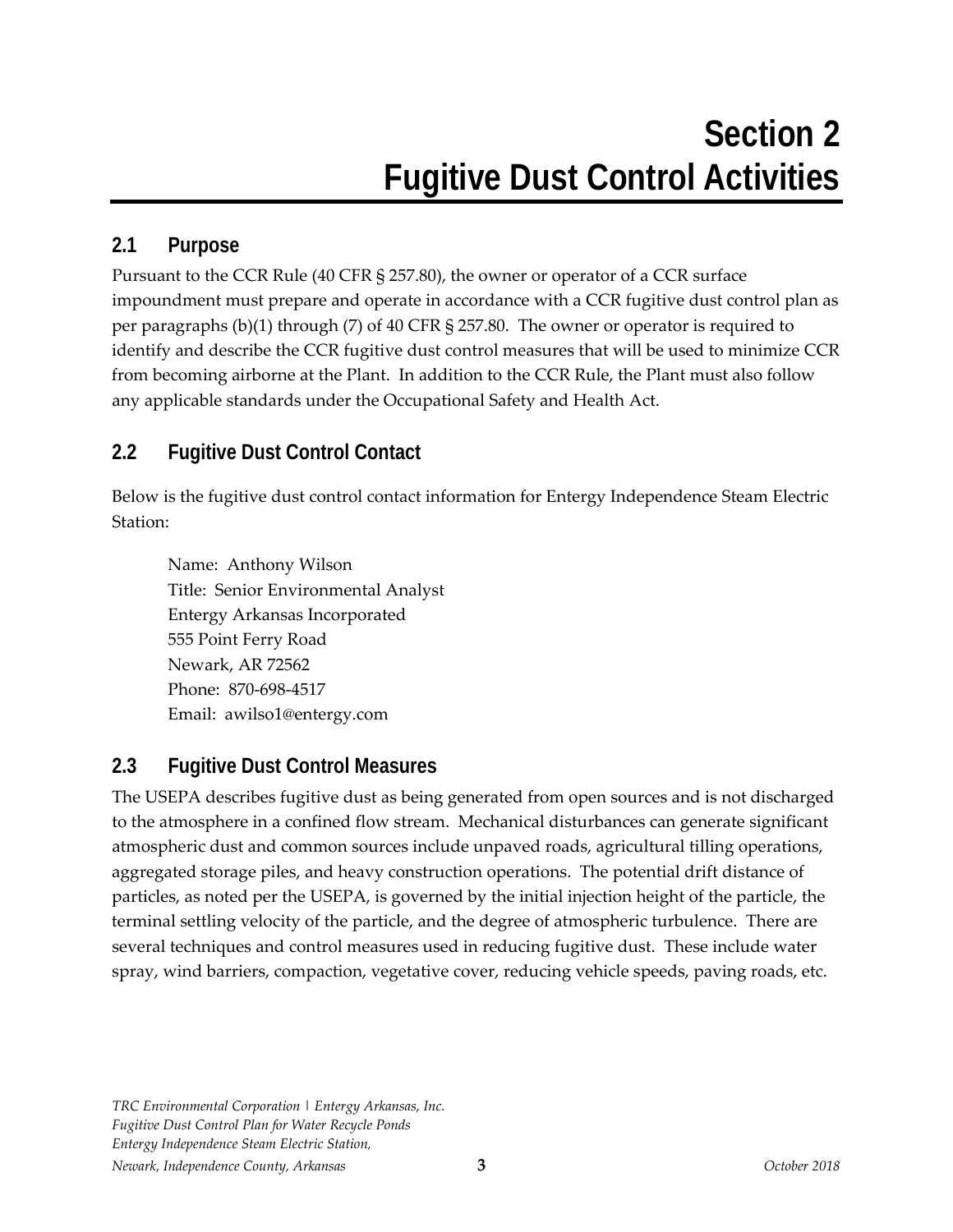# Section 2
# Fugitive Dust Control Activities

## 2.1 Purpose

Pursuant to the CCR Rule (40 CFR § 257.80), the owner or operator of a CCR surface impoundment must prepare and operate in accordance with a CCR fugitive dust control plan as per paragraphs (b)(1) through (7) of 40 CFR § 257.80. The owner or operator is required to identify and describe the CCR fugitive dust control measures that will be used to minimize CCR from becoming airborne at the Plant. In addition to the CCR Rule, the Plant must also follow any applicable standards under the Occupational Safety and Health Act.

## 2.2 Fugitive Dust Control Contact

Below is the fugitive dust control contact information for Entergy Independence Steam Electric Station:

Name: Anthony Wilson
Title: Senior Environmental Analyst
Entergy Arkansas Incorporated
555 Point Ferry Road
Newark, AR 72562
Phone: 870-698-4517
Email: awilso1@entergy.com

## 2.3 Fugitive Dust Control Measures

The USEPA describes fugitive dust as being generated from open sources and is not discharged to the atmosphere in a confined flow stream. Mechanical disturbances can generate significant atmospheric dust and common sources include unpaved roads, agricultural tilling operations, aggregated storage piles, and heavy construction operations. The potential drift distance of particles, as noted per the USEPA, is governed by the initial injection height of the particle, the terminal settling velocity of the particle, and the degree of atmospheric turbulence. There are several techniques and control measures used in reducing fugitive dust. These include water spray, wind barriers, compaction, vegetative cover, reducing vehicle speeds, paving roads, etc.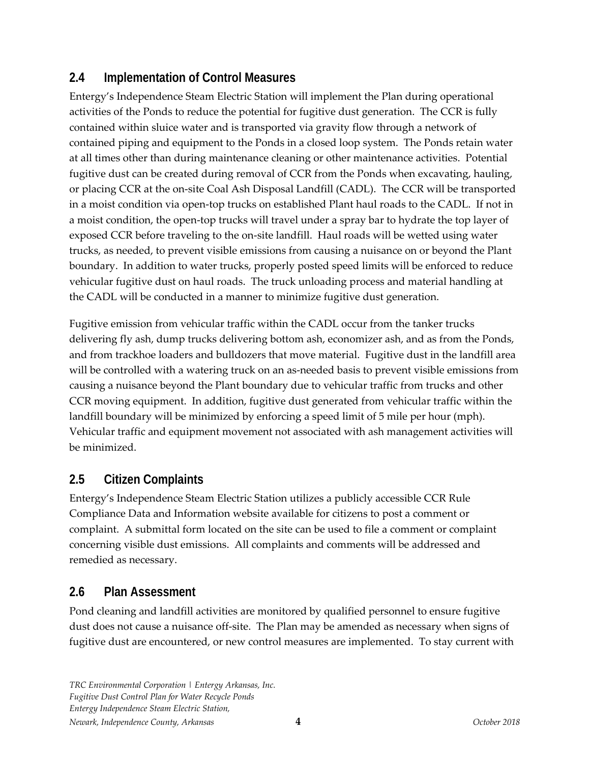## 2.4 Implementation of Control Measures

Entergy's Independence Steam Electric Station will implement the Plan during operational activities of the Ponds to reduce the potential for fugitive dust generation. The CCR is fully contained within sluice water and is transported via gravity flow through a network of contained piping and equipment to the Ponds in a closed loop system. The Ponds retain water at all times other than during maintenance cleaning or other maintenance activities. Potential fugitive dust can be created during removal of CCR from the Ponds when excavating, hauling, or placing CCR at the on-site Coal Ash Disposal Landfill (CADL). The CCR will be transported in a moist condition via open-top trucks on established Plant haul roads to the CADL. If not in a moist condition, the open-top trucks will travel under a spray bar to hydrate the top layer of exposed CCR before traveling to the on-site landfill. Haul roads will be wetted using water trucks, as needed, to prevent visible emissions from causing a nuisance on or beyond the Plant boundary. In addition to water trucks, properly posted speed limits will be enforced to reduce vehicular fugitive dust on haul roads. The truck unloading process and material handling at the CADL will be conducted in a manner to minimize fugitive dust generation.

Fugitive emission from vehicular traffic within the CADL occur from the tanker trucks delivering fly ash, dump trucks delivering bottom ash, economizer ash, and as from the Ponds, and from trackhoe loaders and bulldozers that move material. Fugitive dust in the landfill area will be controlled with a watering truck on an as-needed basis to prevent visible emissions from causing a nuisance beyond the Plant boundary due to vehicular traffic from trucks and other CCR moving equipment. In addition, fugitive dust generated from vehicular traffic within the landfill boundary will be minimized by enforcing a speed limit of 5 mile per hour (mph). Vehicular traffic and equipment movement not associated with ash management activities will be minimized.

## 2.5 Citizen Complaints

Entergy's Independence Steam Electric Station utilizes a publicly accessible CCR Rule Compliance Data and Information website available for citizens to post a comment or complaint. A submittal form located on the site can be used to file a comment or complaint concerning visible dust emissions. All complaints and comments will be addressed and remedied as necessary.

## 2.6 Plan Assessment

Pond cleaning and landfill activities are monitored by qualified personnel to ensure fugitive dust does not cause a nuisance off-site. The Plan may be amended as necessary when signs of fugitive dust are encountered, or new control measures are implemented. To stay current with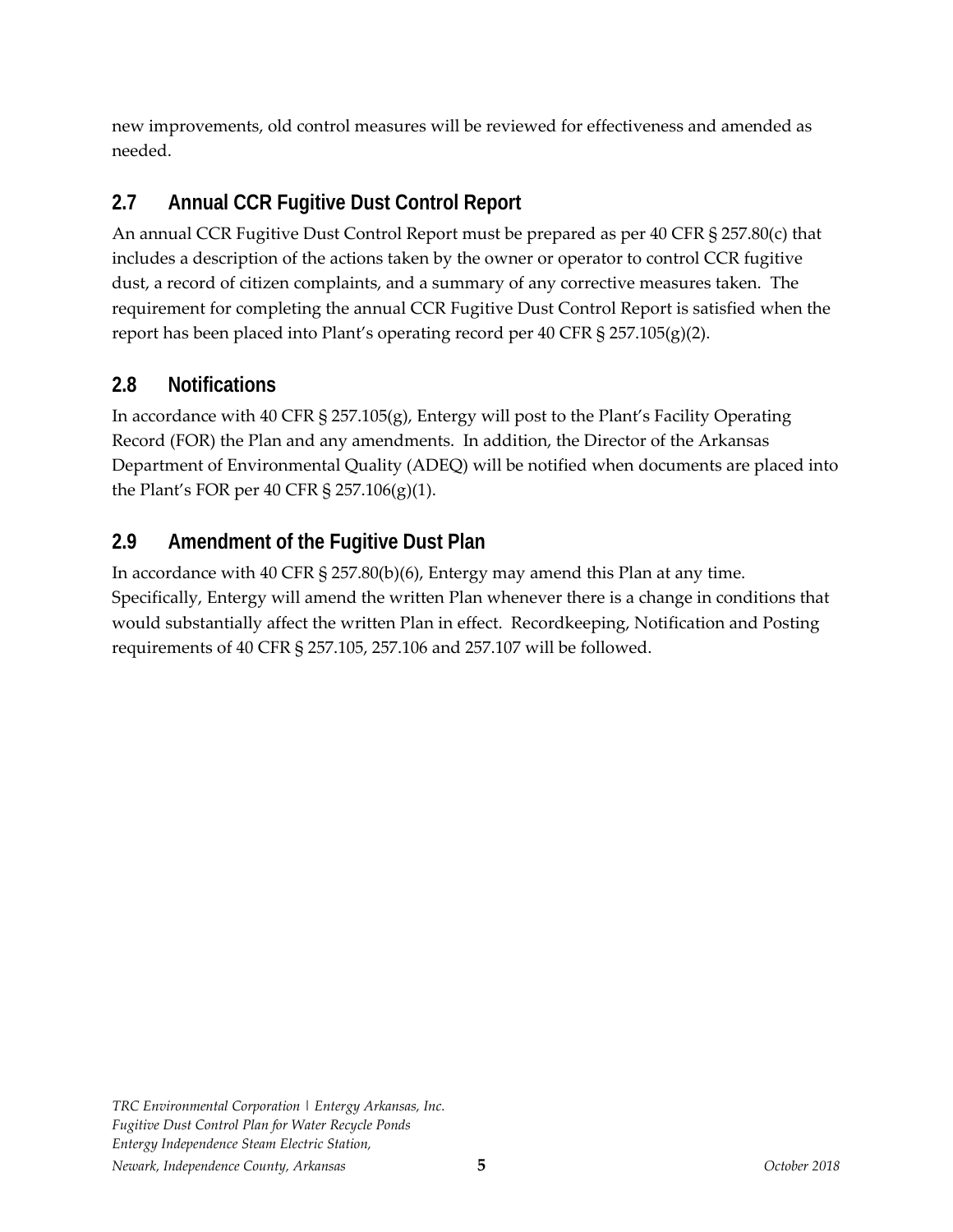new improvements, old control measures will be reviewed for effectiveness and amended as needed.

## 2.7 Annual CCR Fugitive Dust Control Report

An annual CCR Fugitive Dust Control Report must be prepared as per 40 CFR § 257.80(c) that includes a description of the actions taken by the owner or operator to control CCR fugitive dust, a record of citizen complaints, and a summary of any corrective measures taken. The requirement for completing the annual CCR Fugitive Dust Control Report is satisfied when the report has been placed into Plant's operating record per 40 CFR § 257.105(g)(2).

## 2.8 Notifications

In accordance with 40 CFR § 257.105(g), Entergy will post to the Plant's Facility Operating Record (FOR) the Plan and any amendments. In addition, the Director of the Arkansas Department of Environmental Quality (ADEQ) will be notified when documents are placed into the Plant's FOR per 40 CFR § 257.106(g)(1).

## 2.9 Amendment of the Fugitive Dust Plan

In accordance with 40 CFR § 257.80(b)(6), Entergy may amend this Plan at any time. Specifically, Entergy will amend the written Plan whenever there is a change in conditions that would substantially affect the written Plan in effect. Recordkeeping, Notification and Posting requirements of 40 CFR § 257.105, 257.106 and 257.107 will be followed.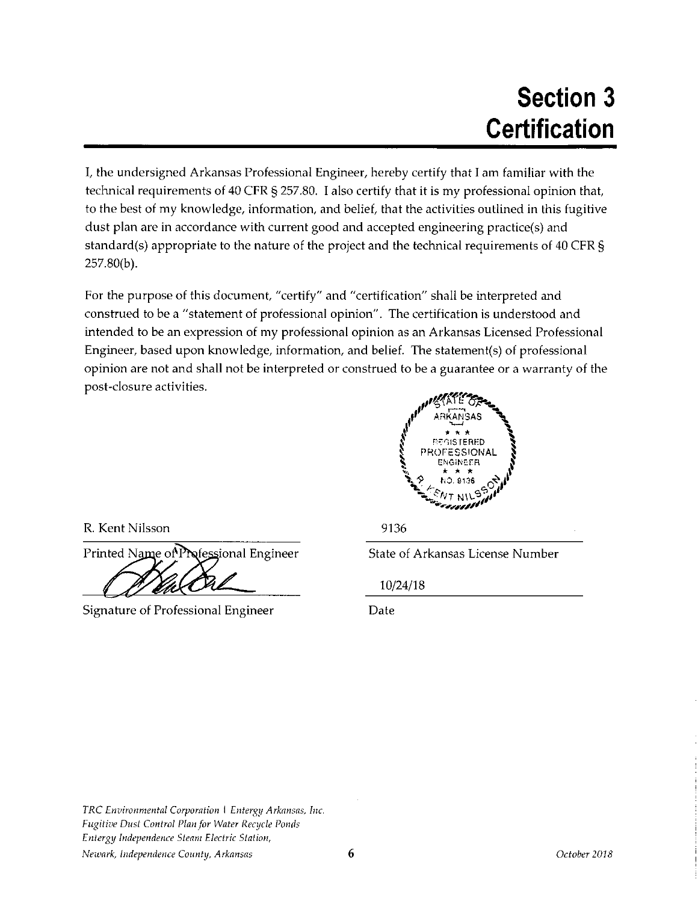# Section 3
# Certification

I, the undersigned Arkansas Professional Engineer, hereby certify that I am familiar with the technical requirements of 40 CFR § 257.80. I also certify that it is my professional opinion that, to the best of my knowledge, information, and belief, that the activities outlined in this fugitive dust plan are in accordance with current good and accepted engineering practice(s) and standard(s) appropriate to the nature of the project and the technical requirements of 40 CFR § 257.80(b).

For the purpose of this document, "certify" and "certification" shall be interpreted and construed to be a "statement of professional opinion". The certification is understood and intended to be an expression of my professional opinion as an Arkansas Licensed Professional Engineer, based upon knowledge, information, and belief. The statement(s) of professional opinion are not and shall not be interpreted or construed to be a guarantee or a warranty of the post-closure activities.

STATE OF ARKANSAS
REGISTERED PROFESSIONAL ENGINEER
NO. 9136
R. KENT NILSSON

| | |
|---|---|
| R. Kent Nilsson | 9136 |
| Printed Name of Professional Engineer | State of Arkansas License Number |
| | 10/24/18 |
| Signature of Professional Engineer | Date |